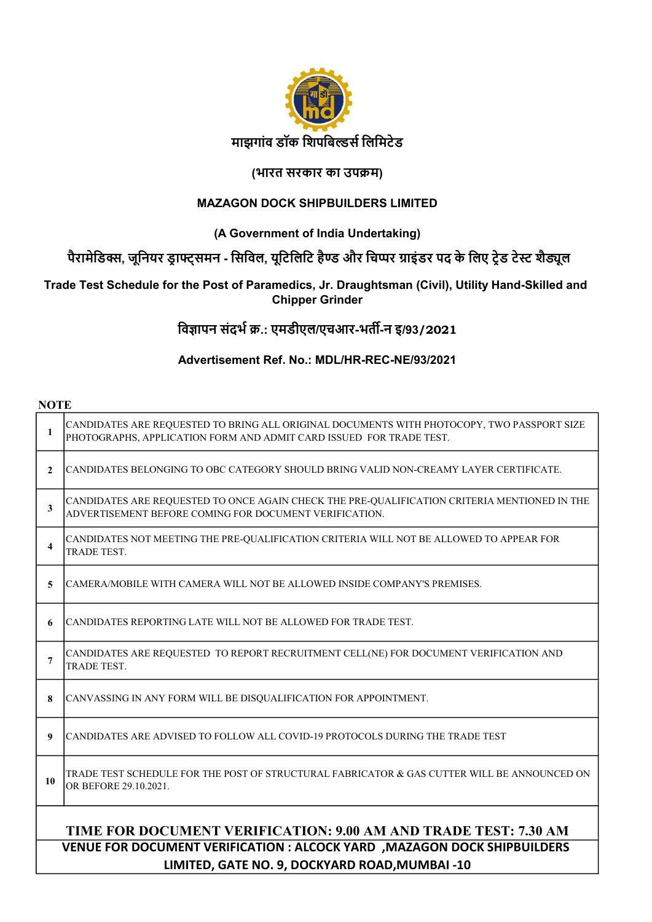# माझगांव डॉक शिपबिल्डर्स लिमिटेड

## (भारत सरकार का उपक्रम)

# MAZAGON DOCK SHIPBUILDERS LIMITED

## (A Government of India Undertaking)

## पैरामेडिक्स, जूनियर ड्राफ्ट्समन - सिविल, यूटिलिटि हैण्ड और चिप्पर ग्राइंडर पद के लिए ट्रेड टेस्ट शैड्यूल

## Trade Test Schedule for the Post of Paramedics, Jr. Draughtsman (Civil), Utility Hand-Skilled and Chipper Grinder

### विज्ञापन संदर्भ क्र.: एमडीएल/एचआर-भर्ती-न इ/93/2021

### Advertisement Ref. No.: MDL/HR-REC-NE/93/2021

**NOTE**

| | |
|---|---|
| 1 | CANDIDATES ARE REQUESTED TO BRING ALL ORIGINAL DOCUMENTS WITH PHOTOCOPY, TWO PASSPORT SIZE PHOTOGRAPHS, APPLICATION FORM AND ADMIT CARD ISSUED FOR TRADE TEST. |
| 2 | CANDIDATES BELONGING TO OBC CATEGORY SHOULD BRING VALID NON-CREAMY LAYER CERTIFICATE. |
| 3 | CANDIDATES ARE REQUESTED TO ONCE AGAIN CHECK THE PRE-QUALIFICATION CRITERIA MENTIONED IN THE ADVERTISEMENT BEFORE COMING FOR DOCUMENT VERIFICATION. |
| 4 | CANDIDATES NOT MEETING THE PRE-QUALIFICATION CRITERIA WILL NOT BE ALLOWED TO APPEAR FOR TRADE TEST. |
| 5 | CAMERA/MOBILE WITH CAMERA WILL NOT BE ALLOWED INSIDE COMPANY'S PREMISES. |
| 6 | CANDIDATES REPORTING LATE WILL NOT BE ALLOWED FOR TRADE TEST. |
| 7 | CANDIDATES ARE REQUESTED TO REPORT RECRUITMENT CELL(NE) FOR DOCUMENT VERIFICATION AND TRADE TEST. |
| 8 | CANVASSING IN ANY FORM WILL BE DISQUALIFICATION FOR APPOINTMENT. |
| 9 | CANDIDATES ARE ADVISED TO FOLLOW ALL COVID-19 PROTOCOLS DURING THE TRADE TEST |
| 10 | TRADE TEST SCHEDULE FOR THE POST OF STRUCTURAL FABRICATOR & GAS CUTTER WILL BE ANNOUNCED ON OR BEFORE 29.10.2021. |

**TIME FOR DOCUMENT VERIFICATION: 9.00 AM AND TRADE TEST: 7.30 AM**

**VENUE FOR DOCUMENT VERIFICATION : ALCOCK YARD ,MAZAGON DOCK SHIPBUILDERS LIMITED, GATE NO. 9, DOCKYARD ROAD,MUMBAI -10**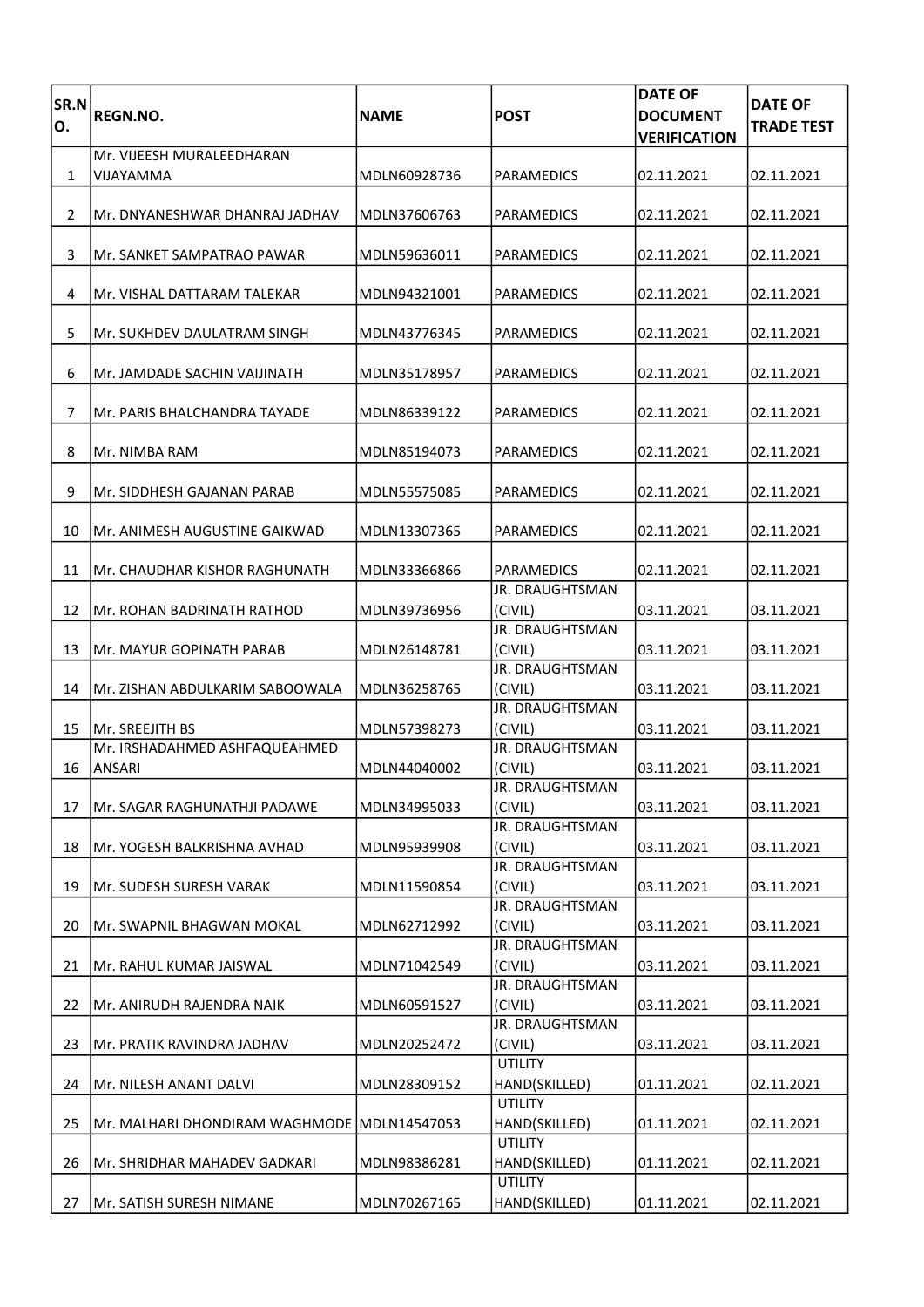| SR.NO. | REGN.NO. | NAME | POST | DATE OF DOCUMENT VERIFICATION | DATE OF TRADE TEST |
|---|---|---|---|---|---|
| 1 | Mr. VIJEESH MURALEEDHARAN VIJAYAMMA | MDLN60928736 | PARAMEDICS | 02.11.2021 | 02.11.2021 |
| 2 | Mr. DNYANESHWAR DHANRAJ JADHAV | MDLN37606763 | PARAMEDICS | 02.11.2021 | 02.11.2021 |
| 3 | Mr. SANKET SAMPATRAO PAWAR | MDLN59636011 | PARAMEDICS | 02.11.2021 | 02.11.2021 |
| 4 | Mr. VISHAL DATTARAM TALEKAR | MDLN94321001 | PARAMEDICS | 02.11.2021 | 02.11.2021 |
| 5 | Mr. SUKHDEV DAULATRAM SINGH | MDLN43776345 | PARAMEDICS | 02.11.2021 | 02.11.2021 |
| 6 | Mr. JAMDADE SACHIN VAIJINATH | MDLN35178957 | PARAMEDICS | 02.11.2021 | 02.11.2021 |
| 7 | Mr. PARIS BHALCHANDRA TAYADE | MDLN86339122 | PARAMEDICS | 02.11.2021 | 02.11.2021 |
| 8 | Mr. NIMBA RAM | MDLN85194073 | PARAMEDICS | 02.11.2021 | 02.11.2021 |
| 9 | Mr. SIDDHESH GAJANAN PARAB | MDLN55575085 | PARAMEDICS | 02.11.2021 | 02.11.2021 |
| 10 | Mr. ANIMESH AUGUSTINE GAIKWAD | MDLN13307365 | PARAMEDICS | 02.11.2021 | 02.11.2021 |
| 11 | Mr. CHAUDHAR KISHOR RAGHUNATH | MDLN33366866 | PARAMEDICS | 02.11.2021 | 02.11.2021 |
| 12 | Mr. ROHAN BADRINATH RATHOD | MDLN39736956 | JR. DRAUGHTSMAN (CIVIL) | 03.11.2021 | 03.11.2021 |
| 13 | Mr. MAYUR GOPINATH PARAB | MDLN26148781 | JR. DRAUGHTSMAN (CIVIL) | 03.11.2021 | 03.11.2021 |
| 14 | Mr. ZISHAN ABDULKARIM SABOOWALA | MDLN36258765 | JR. DRAUGHTSMAN (CIVIL) | 03.11.2021 | 03.11.2021 |
| 15 | Mr. SREEJITH BS | MDLN57398273 | JR. DRAUGHTSMAN (CIVIL) | 03.11.2021 | 03.11.2021 |
| 16 | Mr. IRSHADAHMED ASHFAQUEAHMED ANSARI | MDLN44040002 | JR. DRAUGHTSMAN (CIVIL) | 03.11.2021 | 03.11.2021 |
| 17 | Mr. SAGAR RAGHUNATHJI PADAWE | MDLN34995033 | JR. DRAUGHTSMAN (CIVIL) | 03.11.2021 | 03.11.2021 |
| 18 | Mr. YOGESH BALKRISHNA AVHAD | MDLN95939908 | JR. DRAUGHTSMAN (CIVIL) | 03.11.2021 | 03.11.2021 |
| 19 | Mr. SUDESH SURESH VARAK | MDLN11590854 | JR. DRAUGHTSMAN (CIVIL) | 03.11.2021 | 03.11.2021 |
| 20 | Mr. SWAPNIL BHAGWAN MOKAL | MDLN62712992 | JR. DRAUGHTSMAN (CIVIL) | 03.11.2021 | 03.11.2021 |
| 21 | Mr. RAHUL KUMAR JAISWAL | MDLN71042549 | JR. DRAUGHTSMAN (CIVIL) | 03.11.2021 | 03.11.2021 |
| 22 | Mr. ANIRUDH RAJENDRA NAIK | MDLN60591527 | JR. DRAUGHTSMAN (CIVIL) | 03.11.2021 | 03.11.2021 |
| 23 | Mr. PRATIK RAVINDRA JADHAV | MDLN20252472 | JR. DRAUGHTSMAN (CIVIL) | 03.11.2021 | 03.11.2021 |
| 24 | Mr. NILESH ANANT DALVI | MDLN28309152 | UTILITY HAND(SKILLED) | 01.11.2021 | 02.11.2021 |
| 25 | Mr. MALHARI DHONDIRAM WAGHMODE | MDLN14547053 | UTILITY HAND(SKILLED) | 01.11.2021 | 02.11.2021 |
| 26 | Mr. SHRIDHAR MAHADEV GADKARI | MDLN98386281 | UTILITY HAND(SKILLED) | 01.11.2021 | 02.11.2021 |
| 27 | Mr. SATISH SURESH NIMANE | MDLN70267165 | UTILITY HAND(SKILLED) | 01.11.2021 | 02.11.2021 |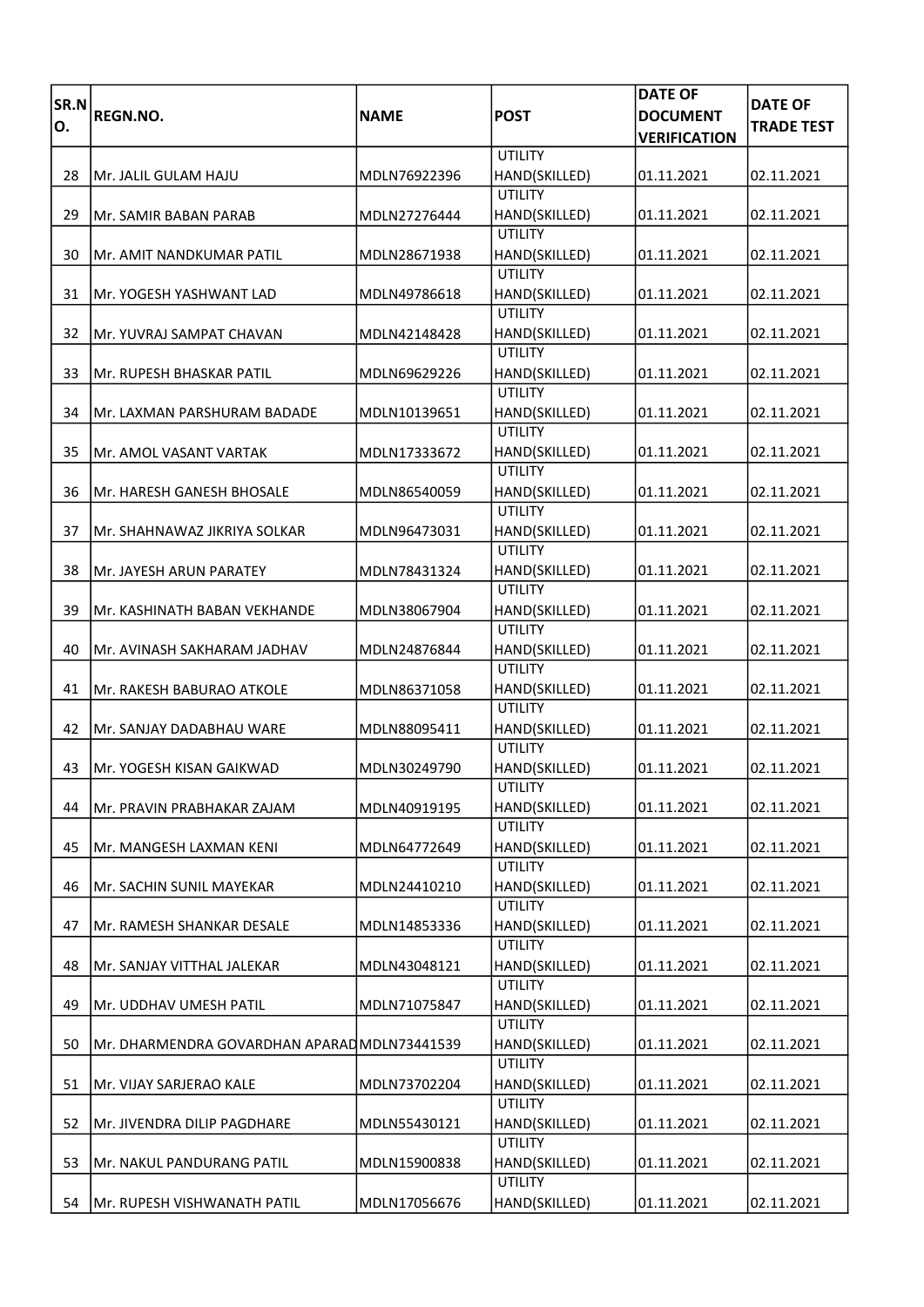| SR.NO. | REGN.NO. | NAME | POST | DATE OF DOCUMENT VERIFICATION | DATE OF TRADE TEST |
|---|---|---|---|---|---|
| 28 | Mr. JALIL GULAM HAJU | MDLN76922396 | UTILITY HAND(SKILLED) | 01.11.2021 | 02.11.2021 |
| 29 | Mr. SAMIR BABAN PARAB | MDLN27276444 | UTILITY HAND(SKILLED) | 01.11.2021 | 02.11.2021 |
| 30 | Mr. AMIT NANDKUMAR PATIL | MDLN28671938 | UTILITY HAND(SKILLED) | 01.11.2021 | 02.11.2021 |
| 31 | Mr. YOGESH YASHWANT LAD | MDLN49786618 | UTILITY HAND(SKILLED) | 01.11.2021 | 02.11.2021 |
| 32 | Mr. YUVRAJ SAMPAT CHAVAN | MDLN42148428 | UTILITY HAND(SKILLED) | 01.11.2021 | 02.11.2021 |
| 33 | Mr. RUPESH BHASKAR PATIL | MDLN69629226 | UTILITY HAND(SKILLED) | 01.11.2021 | 02.11.2021 |
| 34 | Mr. LAXMAN PARSHURAM BADADE | MDLN10139651 | UTILITY HAND(SKILLED) | 01.11.2021 | 02.11.2021 |
| 35 | Mr. AMOL VASANT VARTAK | MDLN17333672 | UTILITY HAND(SKILLED) | 01.11.2021 | 02.11.2021 |
| 36 | Mr. HARESH GANESH BHOSALE | MDLN86540059 | UTILITY HAND(SKILLED) | 01.11.2021 | 02.11.2021 |
| 37 | Mr. SHAHNAWAZ JIKRIYA SOLKAR | MDLN96473031 | UTILITY HAND(SKILLED) | 01.11.2021 | 02.11.2021 |
| 38 | Mr. JAYESH ARUN PARATEY | MDLN78431324 | UTILITY HAND(SKILLED) | 01.11.2021 | 02.11.2021 |
| 39 | Mr. KASHINATH BABAN VEKHANDE | MDLN38067904 | UTILITY HAND(SKILLED) | 01.11.2021 | 02.11.2021 |
| 40 | Mr. AVINASH SAKHARAM JADHAV | MDLN24876844 | UTILITY HAND(SKILLED) | 01.11.2021 | 02.11.2021 |
| 41 | Mr. RAKESH BABURAO ATKOLE | MDLN86371058 | UTILITY HAND(SKILLED) | 01.11.2021 | 02.11.2021 |
| 42 | Mr. SANJAY DADABHAU WARE | MDLN88095411 | UTILITY HAND(SKILLED) | 01.11.2021 | 02.11.2021 |
| 43 | Mr. YOGESH KISAN GAIKWAD | MDLN30249790 | UTILITY HAND(SKILLED) | 01.11.2021 | 02.11.2021 |
| 44 | Mr. PRAVIN PRABHAKAR ZAJAM | MDLN40919195 | UTILITY HAND(SKILLED) | 01.11.2021 | 02.11.2021 |
| 45 | Mr. MANGESH LAXMAN KENI | MDLN64772649 | UTILITY HAND(SKILLED) | 01.11.2021 | 02.11.2021 |
| 46 | Mr. SACHIN SUNIL MAYEKAR | MDLN24410210 | UTILITY HAND(SKILLED) | 01.11.2021 | 02.11.2021 |
| 47 | Mr. RAMESH SHANKAR DESALE | MDLN14853336 | UTILITY HAND(SKILLED) | 01.11.2021 | 02.11.2021 |
| 48 | Mr. SANJAY VITTHAL JALEKAR | MDLN43048121 | UTILITY HAND(SKILLED) | 01.11.2021 | 02.11.2021 |
| 49 | Mr. UDDHAV UMESH PATIL | MDLN71075847 | UTILITY HAND(SKILLED) | 01.11.2021 | 02.11.2021 |
| 50 | Mr. DHARMENDRA GOVARDHAN APARAD | MDLN73441539 | UTILITY HAND(SKILLED) | 01.11.2021 | 02.11.2021 |
| 51 | Mr. VIJAY SARJERAO KALE | MDLN73702204 | UTILITY HAND(SKILLED) | 01.11.2021 | 02.11.2021 |
| 52 | Mr. JIVENDRA DILIP PAGDHARE | MDLN55430121 | UTILITY HAND(SKILLED) | 01.11.2021 | 02.11.2021 |
| 53 | Mr. NAKUL PANDURANG PATIL | MDLN15900838 | UTILITY HAND(SKILLED) | 01.11.2021 | 02.11.2021 |
| 54 | Mr. RUPESH VISHWANATH PATIL | MDLN17056676 | UTILITY HAND(SKILLED) | 01.11.2021 | 02.11.2021 |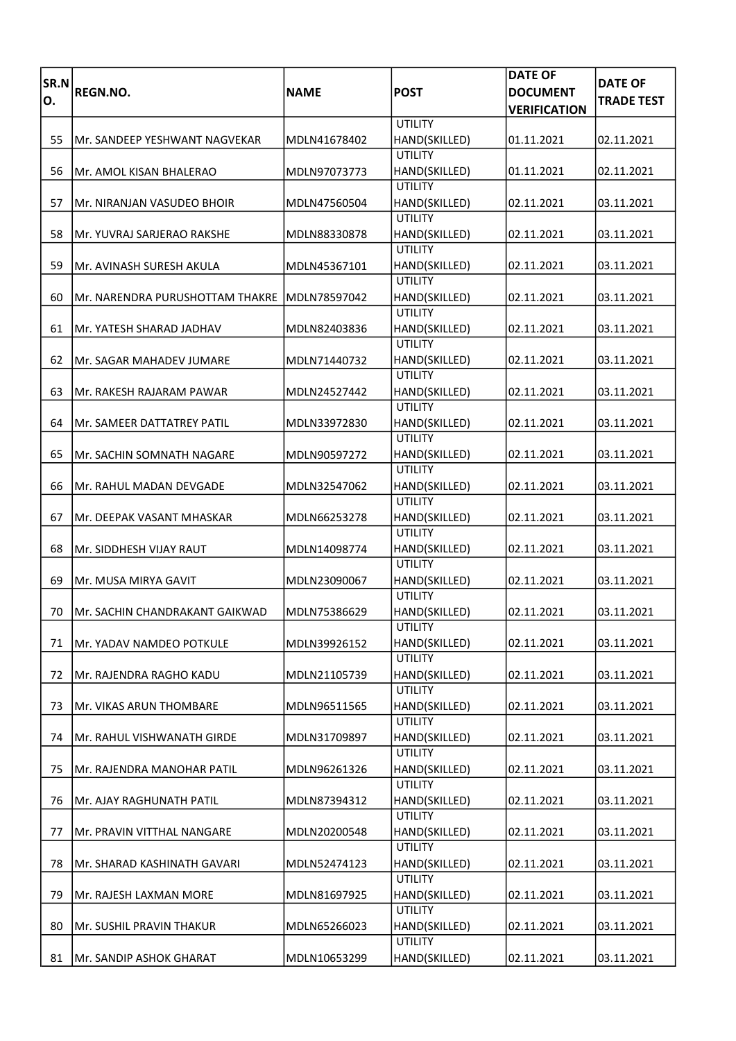| SR.NO. | REGN.NO. | NAME | POST | DATE OF DOCUMENT VERIFICATION | DATE OF TRADE TEST |
|---|---|---|---|---|---|
| 55 | Mr. SANDEEP YESHWANT NAGVEKAR | MDLN41678402 | UTILITY HAND(SKILLED) | 01.11.2021 | 02.11.2021 |
| 56 | Mr. AMOL KISAN BHALERAO | MDLN97073773 | UTILITY HAND(SKILLED) | 01.11.2021 | 02.11.2021 |
| 57 | Mr. NIRANJAN VASUDEO BHOIR | MDLN47560504 | UTILITY HAND(SKILLED) | 02.11.2021 | 03.11.2021 |
| 58 | Mr. YUVRAJ SARJERAO RAKSHE | MDLN88330878 | UTILITY HAND(SKILLED) | 02.11.2021 | 03.11.2021 |
| 59 | Mr. AVINASH SURESH AKULA | MDLN45367101 | UTILITY HAND(SKILLED) | 02.11.2021 | 03.11.2021 |
| 60 | Mr. NARENDRA PURUSHOTTAM THAKRE | MDLN78597042 | UTILITY HAND(SKILLED) | 02.11.2021 | 03.11.2021 |
| 61 | Mr. YATESH SHARAD JADHAV | MDLN82403836 | UTILITY HAND(SKILLED) | 02.11.2021 | 03.11.2021 |
| 62 | Mr. SAGAR MAHADEV JUMARE | MDLN71440732 | UTILITY HAND(SKILLED) | 02.11.2021 | 03.11.2021 |
| 63 | Mr. RAKESH RAJARAM PAWAR | MDLN24527442 | UTILITY HAND(SKILLED) | 02.11.2021 | 03.11.2021 |
| 64 | Mr. SAMEER DATTATREY PATIL | MDLN33972830 | UTILITY HAND(SKILLED) | 02.11.2021 | 03.11.2021 |
| 65 | Mr. SACHIN SOMNATH NAGARE | MDLN90597272 | UTILITY HAND(SKILLED) | 02.11.2021 | 03.11.2021 |
| 66 | Mr. RAHUL MADAN DEVGADE | MDLN32547062 | UTILITY HAND(SKILLED) | 02.11.2021 | 03.11.2021 |
| 67 | Mr. DEEPAK VASANT MHASKAR | MDLN66253278 | UTILITY HAND(SKILLED) | 02.11.2021 | 03.11.2021 |
| 68 | Mr. SIDDHESH VIJAY RAUT | MDLN14098774 | UTILITY HAND(SKILLED) | 02.11.2021 | 03.11.2021 |
| 69 | Mr. MUSA MIRYA GAVIT | MDLN23090067 | UTILITY HAND(SKILLED) | 02.11.2021 | 03.11.2021 |
| 70 | Mr. SACHIN CHANDRAKANT GAIKWAD | MDLN75386629 | UTILITY HAND(SKILLED) | 02.11.2021 | 03.11.2021 |
| 71 | Mr. YADAV NAMDEO POTKULE | MDLN39926152 | UTILITY HAND(SKILLED) | 02.11.2021 | 03.11.2021 |
| 72 | Mr. RAJENDRA RAGHO KADU | MDLN21105739 | UTILITY HAND(SKILLED) | 02.11.2021 | 03.11.2021 |
| 73 | Mr. VIKAS ARUN THOMBARE | MDLN96511565 | UTILITY HAND(SKILLED) | 02.11.2021 | 03.11.2021 |
| 74 | Mr. RAHUL VISHWANATH GIRDE | MDLN31709897 | UTILITY HAND(SKILLED) | 02.11.2021 | 03.11.2021 |
| 75 | Mr. RAJENDRA MANOHAR PATIL | MDLN96261326 | UTILITY HAND(SKILLED) | 02.11.2021 | 03.11.2021 |
| 76 | Mr. AJAY RAGHUNATH PATIL | MDLN87394312 | UTILITY HAND(SKILLED) | 02.11.2021 | 03.11.2021 |
| 77 | Mr. PRAVIN VITTHAL NANGARE | MDLN20200548 | UTILITY HAND(SKILLED) | 02.11.2021 | 03.11.2021 |
| 78 | Mr. SHARAD KASHINATH GAVARI | MDLN52474123 | UTILITY HAND(SKILLED) | 02.11.2021 | 03.11.2021 |
| 79 | Mr. RAJESH LAXMAN MORE | MDLN81697925 | UTILITY HAND(SKILLED) | 02.11.2021 | 03.11.2021 |
| 80 | Mr. SUSHIL PRAVIN THAKUR | MDLN65266023 | UTILITY HAND(SKILLED) | 02.11.2021 | 03.11.2021 |
| 81 | Mr. SANDIP ASHOK GHARAT | MDLN10653299 | UTILITY HAND(SKILLED) | 02.11.2021 | 03.11.2021 |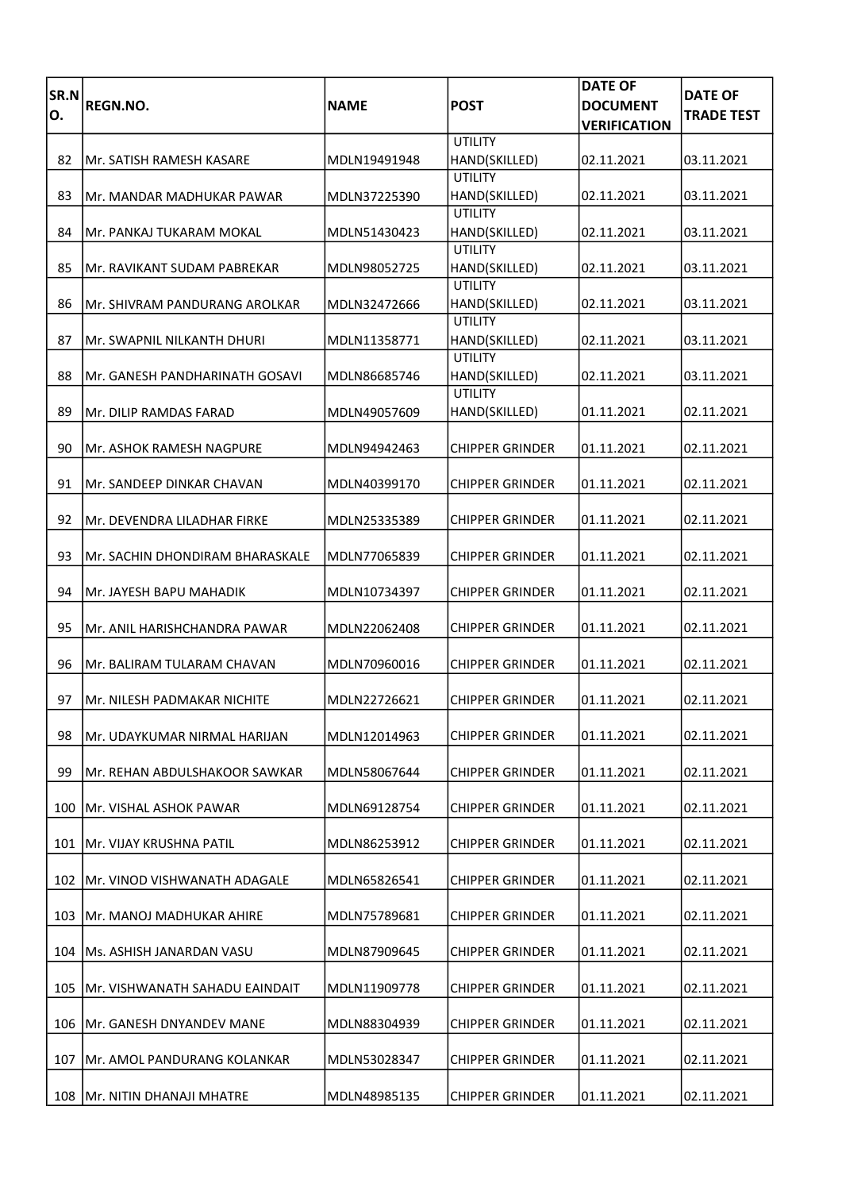| SR.NO. | REGN.NO. | NAME | POST | DATE OF DOCUMENT VERIFICATION | DATE OF TRADE TEST |
|---|---|---|---|---|---|
| 82 | Mr. SATISH RAMESH KASARE | MDLN19491948 | UTILITY HAND(SKILLED) | 02.11.2021 | 03.11.2021 |
| 83 | Mr. MANDAR MADHUKAR PAWAR | MDLN37225390 | UTILITY HAND(SKILLED) | 02.11.2021 | 03.11.2021 |
| 84 | Mr. PANKAJ TUKARAM MOKAL | MDLN51430423 | UTILITY HAND(SKILLED) | 02.11.2021 | 03.11.2021 |
| 85 | Mr. RAVIKANT SUDAM PABREKAR | MDLN98052725 | UTILITY HAND(SKILLED) | 02.11.2021 | 03.11.2021 |
| 86 | Mr. SHIVRAM PANDURANG AROLKAR | MDLN32472666 | UTILITY HAND(SKILLED) | 02.11.2021 | 03.11.2021 |
| 87 | Mr. SWAPNIL NILKANTH DHURI | MDLN11358771 | UTILITY HAND(SKILLED) | 02.11.2021 | 03.11.2021 |
| 88 | Mr. GANESH PANDHARINATH GOSAVI | MDLN86685746 | UTILITY HAND(SKILLED) | 02.11.2021 | 03.11.2021 |
| 89 | Mr. DILIP RAMDAS FARAD | MDLN49057609 | UTILITY HAND(SKILLED) | 01.11.2021 | 02.11.2021 |
| 90 | Mr. ASHOK RAMESH NAGPURE | MDLN94942463 | CHIPPER GRINDER | 01.11.2021 | 02.11.2021 |
| 91 | Mr. SANDEEP DINKAR CHAVAN | MDLN40399170 | CHIPPER GRINDER | 01.11.2021 | 02.11.2021 |
| 92 | Mr. DEVENDRA LILADHAR FIRKE | MDLN25335389 | CHIPPER GRINDER | 01.11.2021 | 02.11.2021 |
| 93 | Mr. SACHIN DHONDIRAM BHARASKALE | MDLN77065839 | CHIPPER GRINDER | 01.11.2021 | 02.11.2021 |
| 94 | Mr. JAYESH BAPU MAHADIK | MDLN10734397 | CHIPPER GRINDER | 01.11.2021 | 02.11.2021 |
| 95 | Mr. ANIL HARISHCHANDRA PAWAR | MDLN22062408 | CHIPPER GRINDER | 01.11.2021 | 02.11.2021 |
| 96 | Mr. BALIRAM TULARAM CHAVAN | MDLN70960016 | CHIPPER GRINDER | 01.11.2021 | 02.11.2021 |
| 97 | Mr. NILESH PADMAKAR NICHITE | MDLN22726621 | CHIPPER GRINDER | 01.11.2021 | 02.11.2021 |
| 98 | Mr. UDAYKUMAR NIRMAL HARIJAN | MDLN12014963 | CHIPPER GRINDER | 01.11.2021 | 02.11.2021 |
| 99 | Mr. REHAN ABDULSHAKOOR SAWKAR | MDLN58067644 | CHIPPER GRINDER | 01.11.2021 | 02.11.2021 |
| 100 | Mr. VISHAL ASHOK PAWAR | MDLN69128754 | CHIPPER GRINDER | 01.11.2021 | 02.11.2021 |
| 101 | Mr. VIJAY KRUSHNA PATIL | MDLN86253912 | CHIPPER GRINDER | 01.11.2021 | 02.11.2021 |
| 102 | Mr. VINOD VISHWANATH ADAGALE | MDLN65826541 | CHIPPER GRINDER | 01.11.2021 | 02.11.2021 |
| 103 | Mr. MANOJ MADHUKAR AHIRE | MDLN75789681 | CHIPPER GRINDER | 01.11.2021 | 02.11.2021 |
| 104 | Ms. ASHISH JANARDAN VASU | MDLN87909645 | CHIPPER GRINDER | 01.11.2021 | 02.11.2021 |
| 105 | Mr. VISHWANATH SAHADU EAINDAIT | MDLN11909778 | CHIPPER GRINDER | 01.11.2021 | 02.11.2021 |
| 106 | Mr. GANESH DNYANDEV MANE | MDLN88304939 | CHIPPER GRINDER | 01.11.2021 | 02.11.2021 |
| 107 | Mr. AMOL PANDURANG KOLANKAR | MDLN53028347 | CHIPPER GRINDER | 01.11.2021 | 02.11.2021 |
| 108 | Mr. NITIN DHANAJI MHATRE | MDLN48985135 | CHIPPER GRINDER | 01.11.2021 | 02.11.2021 |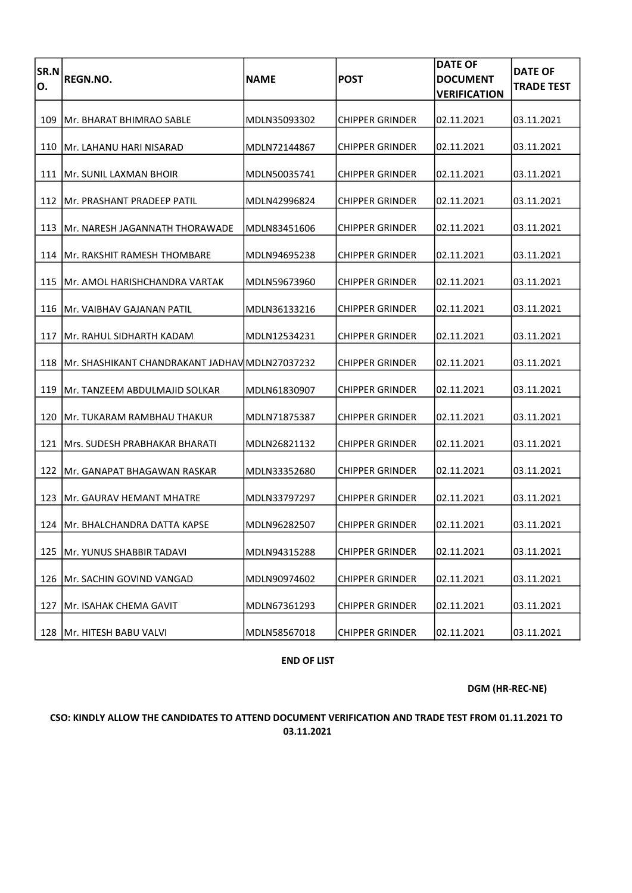| SR.NO. | REGN.NO. | NAME | POST | DATE OF DOCUMENT VERIFICATION | DATE OF TRADE TEST |
|---|---|---|---|---|---|
| 109 | Mr. BHARAT BHIMRAO SABLE | MDLN35093302 | CHIPPER GRINDER | 02.11.2021 | 03.11.2021 |
| 110 | Mr. LAHANU HARI NISARAD | MDLN72144867 | CHIPPER GRINDER | 02.11.2021 | 03.11.2021 |
| 111 | Mr. SUNIL LAXMAN BHOIR | MDLN50035741 | CHIPPER GRINDER | 02.11.2021 | 03.11.2021 |
| 112 | Mr. PRASHANT PRADEEP PATIL | MDLN42996824 | CHIPPER GRINDER | 02.11.2021 | 03.11.2021 |
| 113 | Mr. NARESH JAGANNATH THORAWADE | MDLN83451606 | CHIPPER GRINDER | 02.11.2021 | 03.11.2021 |
| 114 | Mr. RAKSHIT RAMESH THOMBARE | MDLN94695238 | CHIPPER GRINDER | 02.11.2021 | 03.11.2021 |
| 115 | Mr. AMOL HARISHCHANDRA VARTAK | MDLN59673960 | CHIPPER GRINDER | 02.11.2021 | 03.11.2021 |
| 116 | Mr. VAIBHAV GAJANAN PATIL | MDLN36133216 | CHIPPER GRINDER | 02.11.2021 | 03.11.2021 |
| 117 | Mr. RAHUL SIDHARTH KADAM | MDLN12534231 | CHIPPER GRINDER | 02.11.2021 | 03.11.2021 |
| 118 | Mr. SHASHIKANT CHANDRAKANT JADHAV | MDLN27037232 | CHIPPER GRINDER | 02.11.2021 | 03.11.2021 |
| 119 | Mr. TANZEEM ABDULMAJID SOLKAR | MDLN61830907 | CHIPPER GRINDER | 02.11.2021 | 03.11.2021 |
| 120 | Mr. TUKARAM RAMBHAU THAKUR | MDLN71875387 | CHIPPER GRINDER | 02.11.2021 | 03.11.2021 |
| 121 | Mrs. SUDESH PRABHAKAR BHARATI | MDLN26821132 | CHIPPER GRINDER | 02.11.2021 | 03.11.2021 |
| 122 | Mr. GANAPAT BHAGAWAN RASKAR | MDLN33352680 | CHIPPER GRINDER | 02.11.2021 | 03.11.2021 |
| 123 | Mr. GAURAV HEMANT MHATRE | MDLN33797297 | CHIPPER GRINDER | 02.11.2021 | 03.11.2021 |
| 124 | Mr. BHALCHANDRA DATTA KAPSE | MDLN96282507 | CHIPPER GRINDER | 02.11.2021 | 03.11.2021 |
| 125 | Mr. YUNUS SHABBIR TADAVI | MDLN94315288 | CHIPPER GRINDER | 02.11.2021 | 03.11.2021 |
| 126 | Mr. SACHIN GOVIND VANGAD | MDLN90974602 | CHIPPER GRINDER | 02.11.2021 | 03.11.2021 |
| 127 | Mr. ISAHAK CHEMA GAVIT | MDLN67361293 | CHIPPER GRINDER | 02.11.2021 | 03.11.2021 |
| 128 | Mr. HITESH BABU VALVI | MDLN58567018 | CHIPPER GRINDER | 02.11.2021 | 03.11.2021 |

**END OF LIST**

**DGM (HR-REC-NE)**

**CSO: KINDLY ALLOW THE CANDIDATES TO ATTEND DOCUMENT VERIFICATION AND TRADE TEST FROM 01.11.2021 TO 03.11.2021**